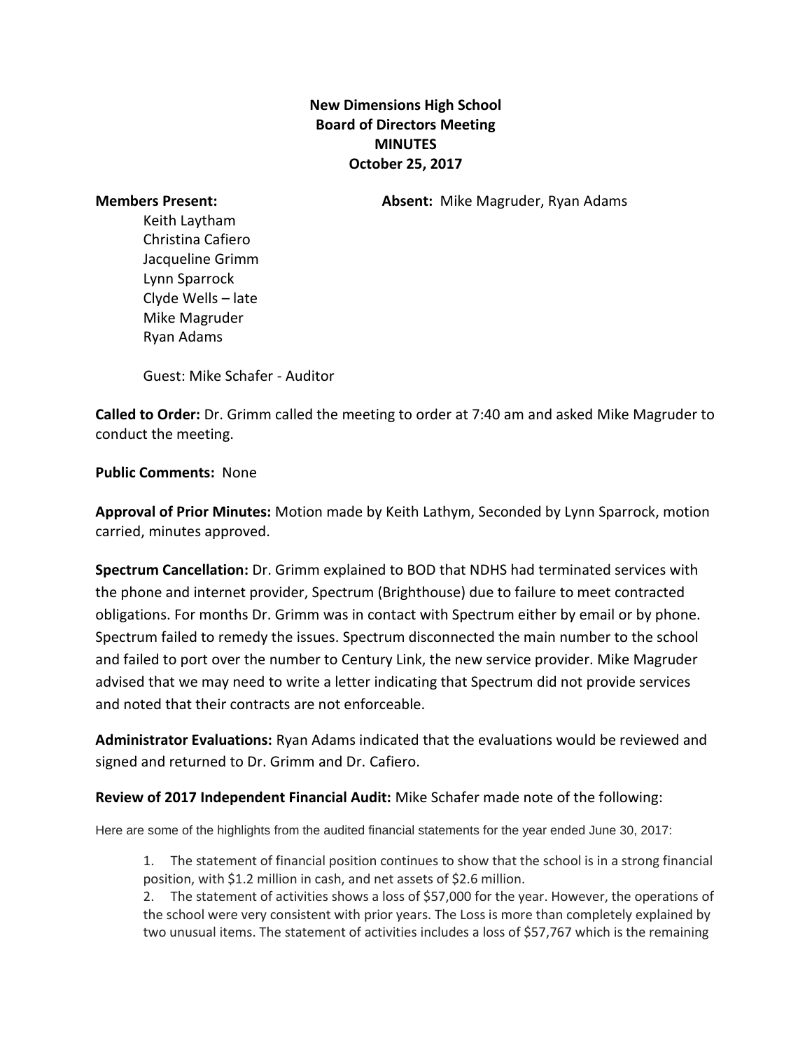**New Dimensions High School**
**Board of Directors Meeting**
**MINUTES**
**October 25, 2017**

**Members Present:**

Keith Laytham
Christina Cafiero
Jacqueline Grimm
Lynn Sparrock
Clyde Wells – late
Mike Magruder
Ryan Adams

Guest: Mike Schafer - Auditor

**Absent:** Mike Magruder, Ryan Adams

**Called to Order:** Dr. Grimm called the meeting to order at 7:40 am and asked Mike Magruder to conduct the meeting.

**Public Comments:** None

**Approval of Prior Minutes:** Motion made by Keith Lathym, Seconded by Lynn Sparrock, motion carried, minutes approved.

**Spectrum Cancellation:** Dr. Grimm explained to BOD that NDHS had terminated services with the phone and internet provider, Spectrum (Brighthouse) due to failure to meet contracted obligations. For months Dr. Grimm was in contact with Spectrum either by email or by phone. Spectrum failed to remedy the issues. Spectrum disconnected the main number to the school and failed to port over the number to Century Link, the new service provider. Mike Magruder advised that we may need to write a letter indicating that Spectrum did not provide services and noted that their contracts are not enforceable.

**Administrator Evaluations:** Ryan Adams indicated that the evaluations would be reviewed and signed and returned to Dr. Grimm and Dr. Cafiero.

**Review of 2017 Independent Financial Audit:** Mike Schafer made note of the following:

Here are some of the highlights from the audited financial statements for the year ended June 30, 2017:

1. The statement of financial position continues to show that the school is in a strong financial position, with $1.2 million in cash, and net assets of $2.6 million.
2. The statement of activities shows a loss of $57,000 for the year. However, the operations of the school were very consistent with prior years. The Loss is more than completely explained by two unusual items. The statement of activities includes a loss of $57,767 which is the remaining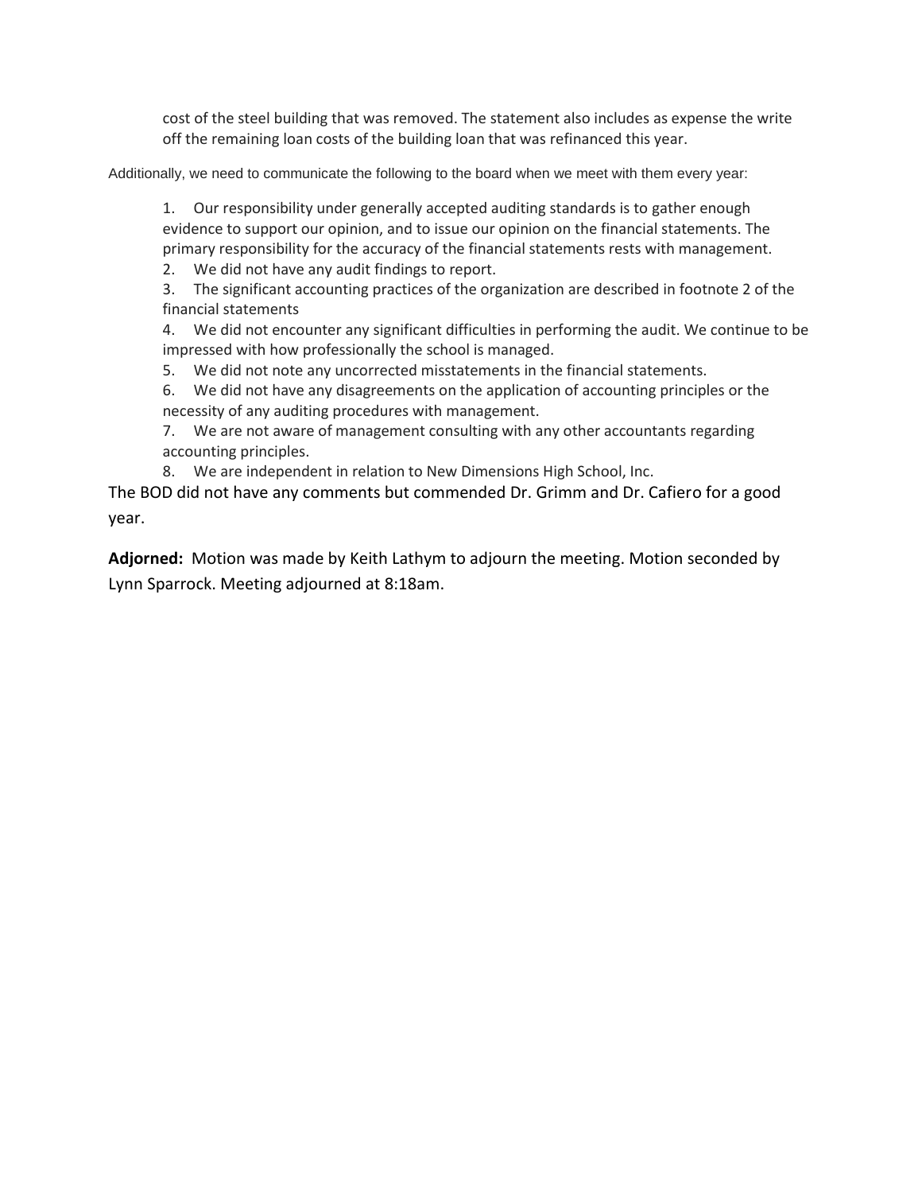cost of the steel building that was removed. The statement also includes as expense the write off the remaining loan costs of the building loan that was refinanced this year.

Additionally, we need to communicate the following to the board when we meet with them every year:

1. Our responsibility under generally accepted auditing standards is to gather enough evidence to support our opinion, and to issue our opinion on the financial statements. The primary responsibility for the accuracy of the financial statements rests with management.
2. We did not have any audit findings to report.
3. The significant accounting practices of the organization are described in footnote 2 of the financial statements
4. We did not encounter any significant difficulties in performing the audit. We continue to be impressed with how professionally the school is managed.
5. We did not note any uncorrected misstatements in the financial statements.
6. We did not have any disagreements on the application of accounting principles or the necessity of any auditing procedures with management.
7. We are not aware of management consulting with any other accountants regarding accounting principles.
8. We are independent in relation to New Dimensions High School, Inc.

The BOD did not have any comments but commended Dr. Grimm and Dr. Cafiero for a good year.

**Adjorned:** Motion was made by Keith Lathym to adjourn the meeting. Motion seconded by Lynn Sparrock. Meeting adjourned at 8:18am.